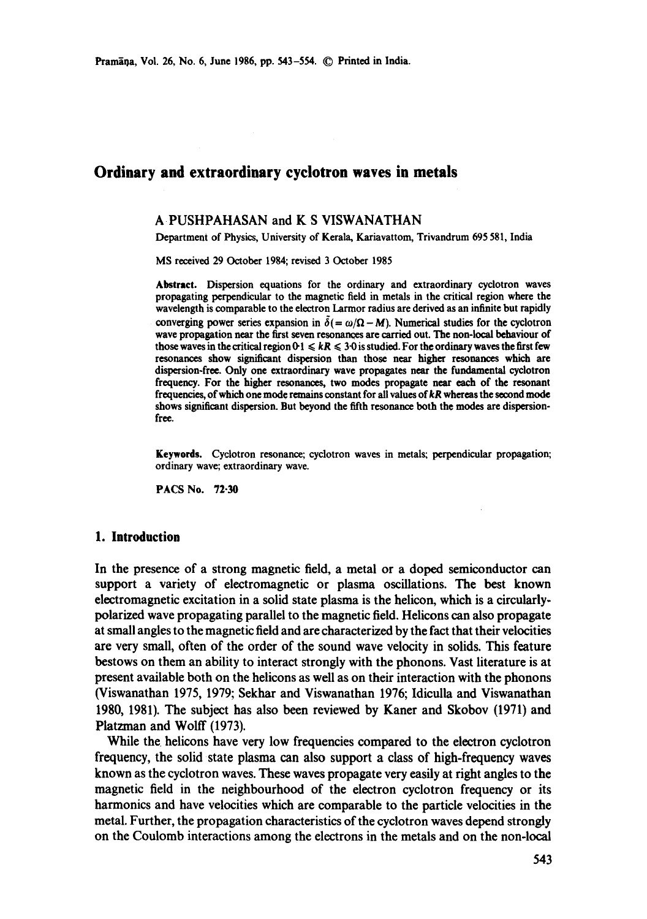# Ordinary and extraordinary cyclotron waves in metals

A PUSHPAHASAN and K S VISWANATHAN

Department of Physics, University of Kerala, Kariavattom, Trivandrum 695 581, India

MS received 29 October 1984; revised 3 October 1985

**Abstract.** Dispersion equations for the ordinary and extraordinary cyclotron waves propagating perpendicular to the magnetic field in metals in the critical region where the wavelength is comparable to the electron Larmor radius are derived as an infinite but rapidly converging power series expansion in $\tilde{\delta}(= \omega/\Omega - M)$. Numerical studies for the cyclotron wave propagation near the first seven resonances are carried out. The non-local behaviour of those waves in the critical region $0{\cdot}1 \leqslant kR \leqslant 3{\cdot}0$ is studied. For the ordinary waves the first few resonances show significant dispersion than those near higher resonances which are dispersion-free. Only one extraordinary wave propagates near the fundamental cyclotron frequency. For the higher resonances, two modes propagate near each of the resonant frequencies, of which one mode remains constant for all values of $kR$ whereas the second mode shows significant dispersion. But beyond the fifth resonance both the modes are dispersion-free.

**Keywords.** Cyclotron resonance; cyclotron waves in metals; perpendicular propagation; ordinary wave; extraordinary wave.

**PACS No.** 72·30

## 1. Introduction

In the presence of a strong magnetic field, a metal or a doped semiconductor can support a variety of electromagnetic or plasma oscillations. The best known electromagnetic excitation in a solid state plasma is the helicon, which is a circularly-polarized wave propagating parallel to the magnetic field. Helicons can also propagate at small angles to the magnetic field and are characterized by the fact that their velocities are very small, often of the order of the sound wave velocity in solids. This feature bestows on them an ability to interact strongly with the phonons. Vast literature is at present available both on the helicons as well as on their interaction with the phonons (Viswanathan 1975, 1979; Sekhar and Viswanathan 1976; Idiculla and Viswanathan 1980, 1981). The subject has also been reviewed by Kaner and Skobov (1971) and Platzman and Wolff (1973).

While the helicons have very low frequencies compared to the electron cyclotron frequency, the solid state plasma can also support a class of high-frequency waves known as the cyclotron waves. These waves propagate very easily at right angles to the magnetic field in the neighbourhood of the electron cyclotron frequency or its harmonics and have velocities which are comparable to the particle velocities in the metal. Further, the propagation characteristics of the cyclotron waves depend strongly on the Coulomb interactions among the electrons in the metals and on the non-local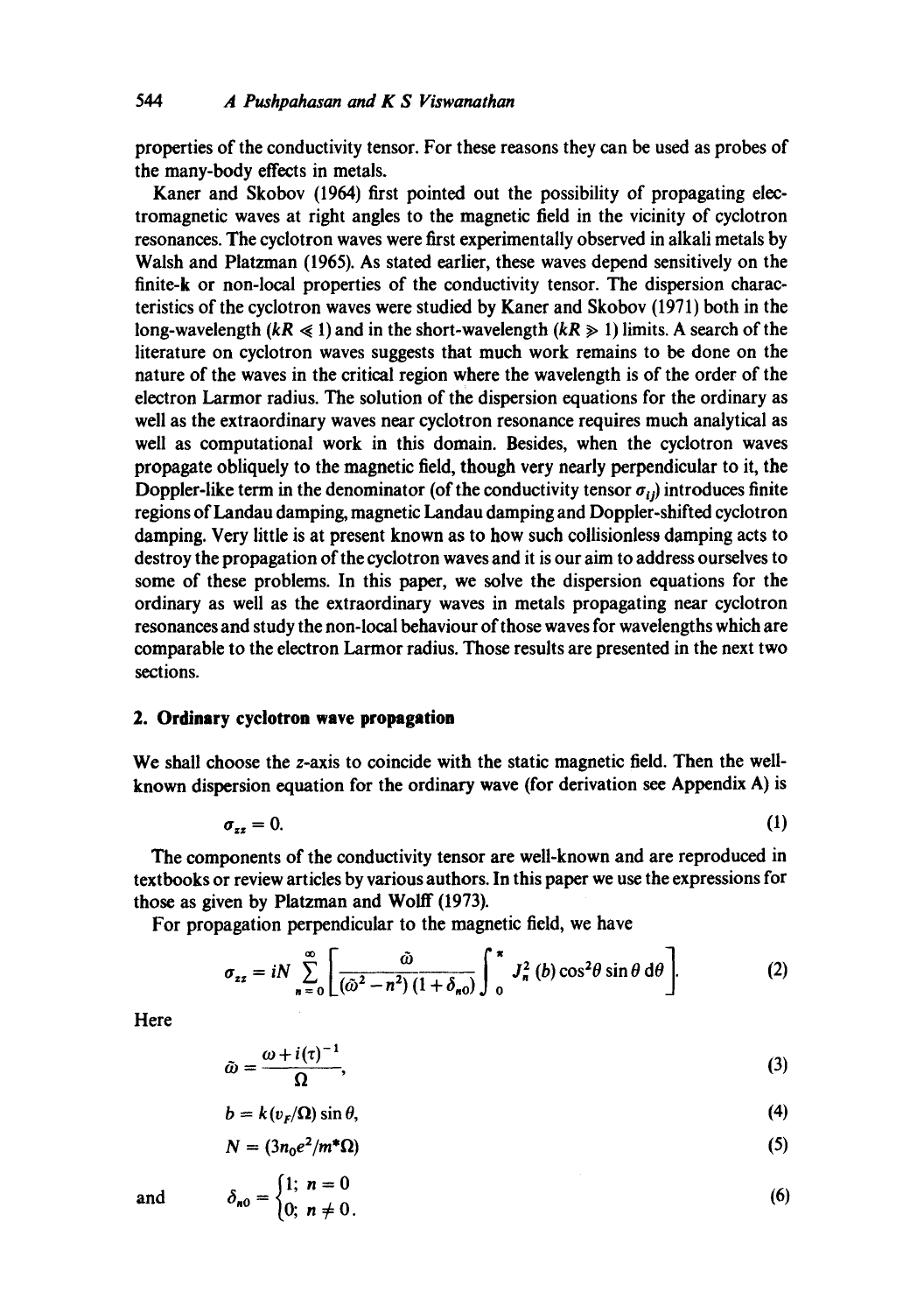properties of the conductivity tensor. For these reasons they can be used as probes of the many-body effects in metals.

Kaner and Skobov (1964) first pointed out the possibility of propagating electromagnetic waves at right angles to the magnetic field in the vicinity of cyclotron resonances. The cyclotron waves were first experimentally observed in alkali metals by Walsh and Platzman (1965). As stated earlier, these waves depend sensitively on the finite-**k** or non-local properties of the conductivity tensor. The dispersion characteristics of the cyclotron waves were studied by Kaner and Skobov (1971) both in the long-wavelength ($kR \ll 1$) and in the short-wavelength ($kR \gg 1$) limits. A search of the literature on cyclotron waves suggests that much work remains to be done on the nature of the waves in the critical region where the wavelength is of the order of the electron Larmor radius. The solution of the dispersion equations for the ordinary as well as the extraordinary waves near cyclotron resonance requires much analytical as well as computational work in this domain. Besides, when the cyclotron waves propagate obliquely to the magnetic field, though very nearly perpendicular to it, the Doppler-like term in the denominator (of the conductivity tensor $\sigma_{ij}$) introduces finite regions of Landau damping, magnetic Landau damping and Doppler-shifted cyclotron damping. Very little is at present known as to how such collisionless damping acts to destroy the propagation of the cyclotron waves and it is our aim to address ourselves to some of these problems. In this paper, we solve the dispersion equations for the ordinary as well as the extraordinary waves in metals propagating near cyclotron resonances and study the non-local behaviour of those waves for wavelengths which are comparable to the electron Larmor radius. Those results are presented in the next two sections.

## 2. Ordinary cyclotron wave propagation

We shall choose the $z$-axis to coincide with the static magnetic field. Then the well-known dispersion equation for the ordinary wave (for derivation see Appendix A) is

$$\sigma_{zz} = 0. \tag{1}$$

The components of the conductivity tensor are well-known and are reproduced in textbooks or review articles by various authors. In this paper we use the expressions for those as given by Platzman and Wolff (1973).

For propagation perpendicular to the magnetic field, we have

$$\sigma_{zz} = iN \sum_{n=0}^{\infty} \left[ \frac{\tilde{\omega}}{(\tilde{\omega}^2 - n^2)(1 + \delta_{n0})} \int_0^{\pi} J_n^2(b) \cos^2\theta \sin\theta \, \mathrm{d}\theta \right]. \tag{2}$$

Here

$$\tilde{\omega} = \frac{\omega + i(\tau)^{-1}}{\Omega}, \tag{3}$$

$$b = k(v_F/\Omega) \sin\theta, \tag{4}$$

$$N = (3n_0 e^2/m^*\Omega) \tag{5}$$

and

$$\delta_{n0} = \begin{cases} 1; & n = 0 \\ 0; & n \neq 0. \end{cases} \tag{6}$$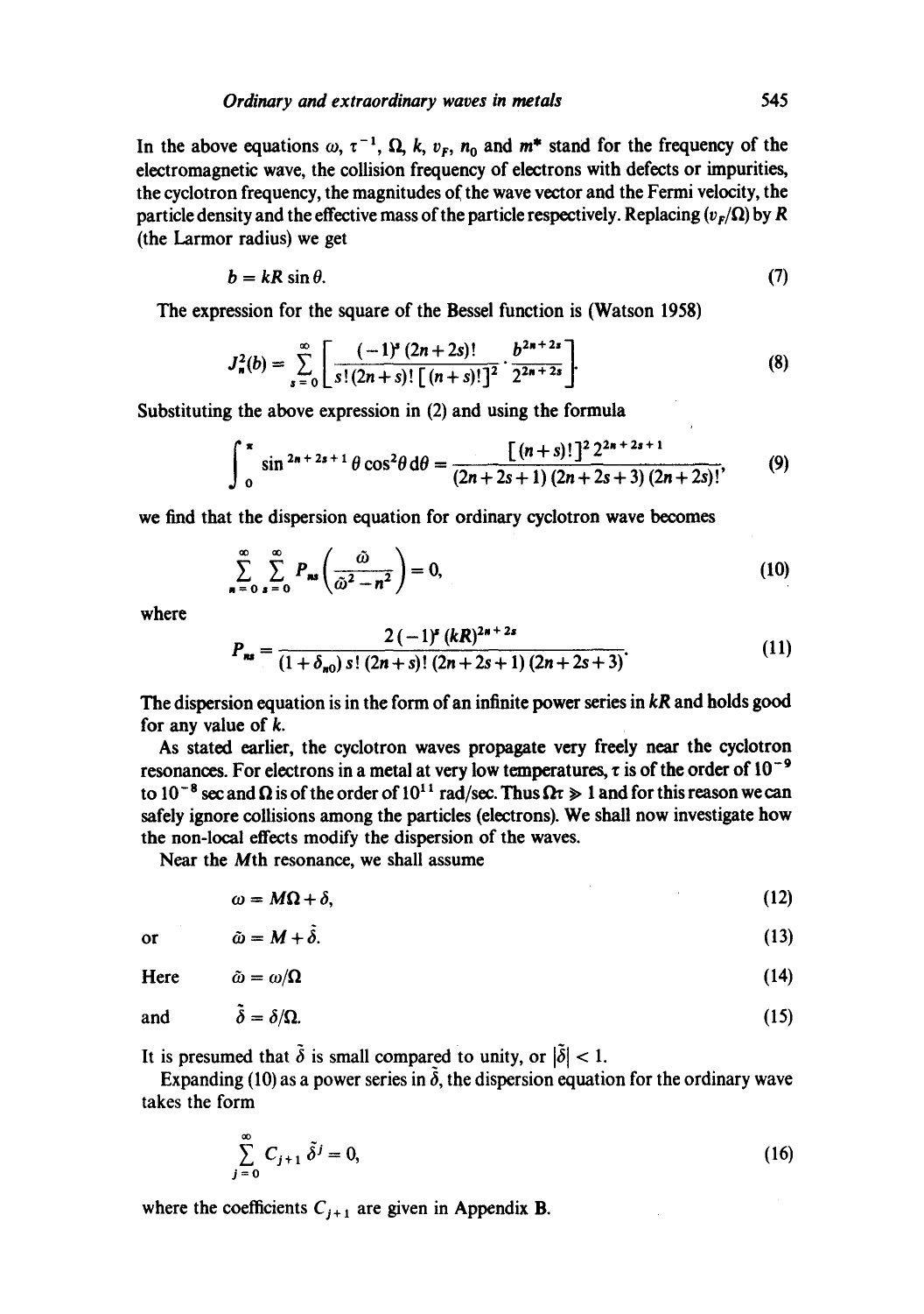In the above equations $\omega$, $\tau^{-1}$, $\Omega$, $k$, $v_F$, $n_0$ and $m^*$ stand for the frequency of the electromagnetic wave, the collision frequency of electrons with defects or impurities, the cyclotron frequency, the magnitudes of the wave vector and the Fermi velocity, the particle density and the effective mass of the particle respectively. Replacing $(v_F/\Omega)$ by $R$ (the Larmor radius) we get

$$b = kR \sin \theta. \tag{7}$$

The expression for the square of the Bessel function is (Watson 1958)

$$J_n^2(b) = \sum_{s=0}^{\infty} \left[ \frac{(-1)^s (2n+2s)!}{s!(2n+s)! [(n+s)!]^2} \cdot \frac{b^{2n+2s}}{2^{2n+2s}} \right]. \tag{8}$$

Substituting the above expression in (2) and using the formula

$$\int_0^{\pi} \sin^{2n+2s+1} \theta \cos^2 \theta \, d\theta = \frac{[(n+s)!]^2 2^{2n+2s+1}}{(2n+2s+1)(2n+2s+3)(2n+2s)!}, \tag{9}$$

we find that the dispersion equation for ordinary cyclotron wave becomes

$$\sum_{n=0}^{\infty} \sum_{s=0}^{\infty} P_{ns} \left( \frac{\tilde{\omega}}{\tilde{\omega}^2 - n^2} \right) = 0, \tag{10}$$

where

$$P_{ns} = \frac{2(-1)^s (kR)^{2n+2s}}{(1+\delta_{n0}) s! (2n+s)! (2n+2s+1)(2n+2s+3)}. \tag{11}$$

The dispersion equation is in the form of an infinite power series in $kR$ and holds good for any value of $k$.

As stated earlier, the cyclotron waves propagate very freely near the cyclotron resonances. For electrons in a metal at very low temperatures, $\tau$ is of the order of $10^{-9}$ to $10^{-8}$ sec and $\Omega$ is of the order of $10^{11}$ rad/sec. Thus $\Omega\tau \gg 1$ and for this reason we can safely ignore collisions among the particles (electrons). We shall now investigate how the non-local effects modify the dispersion of the waves.

Near the $M$th resonance, we shall assume

$$\omega = M\Omega + \delta, \tag{12}$$

or

$$\tilde{\omega} = M + \tilde{\delta}. \tag{13}$$

Here

$$\tilde{\omega} = \omega/\Omega \tag{14}$$

and

$$\tilde{\delta} = \delta/\Omega. \tag{15}$$

It is presumed that $\tilde{\delta}$ is small compared to unity, or $|\tilde{\delta}| < 1$.

Expanding (10) as a power series in $\tilde{\delta}$, the dispersion equation for the ordinary wave takes the form

$$\sum_{j=0}^{\infty} C_{j+1} \tilde{\delta}^j = 0, \tag{16}$$

where the coefficients $C_{j+1}$ are given in Appendix B.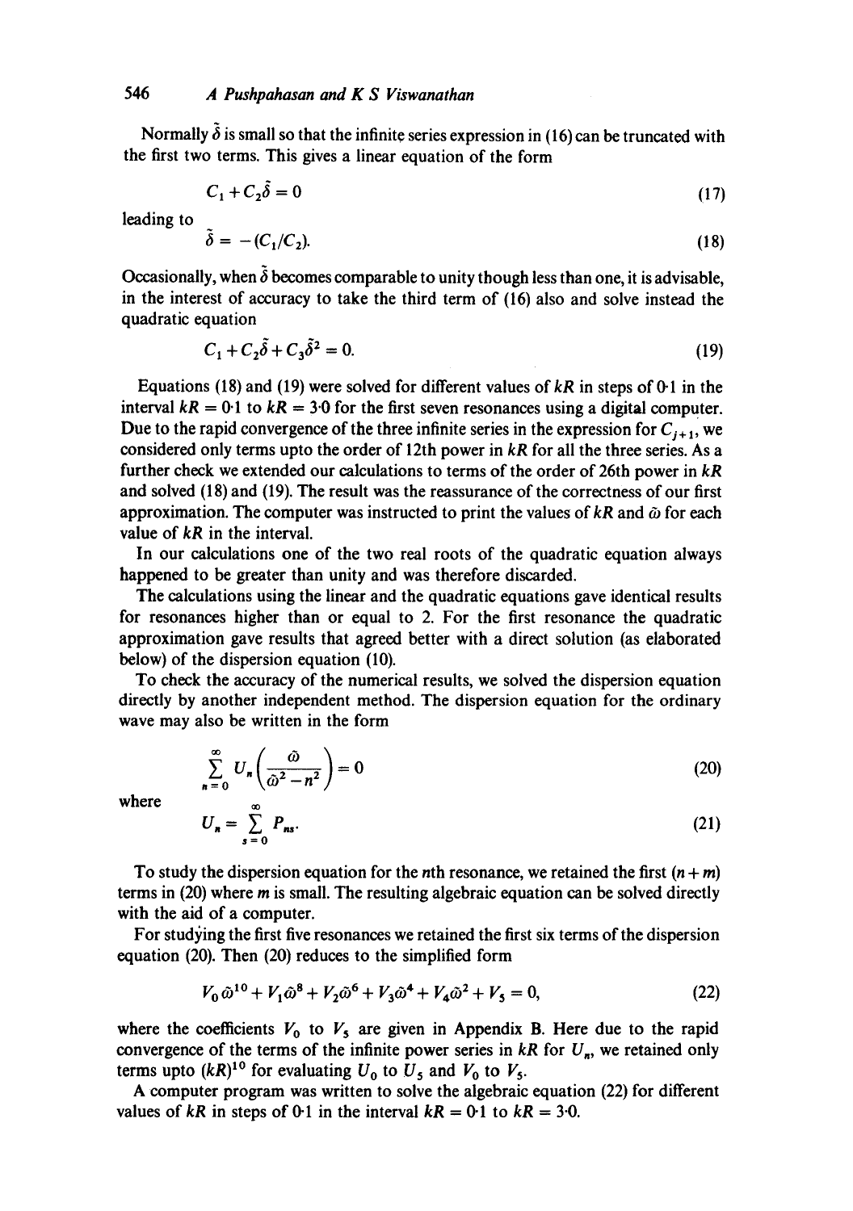Normally $\tilde{\delta}$ is small so that the infinite series expression in (16) can be truncated with the first two terms. This gives a linear equation of the form

$$C_1 + C_2\tilde{\delta} = 0 \tag{17}$$

leading to

$$\tilde{\delta} = -(C_1/C_2). \tag{18}$$

Occasionally, when $\tilde{\delta}$ becomes comparable to unity though less than one, it is advisable, in the interest of accuracy to take the third term of (16) also and solve instead the quadratic equation

$$C_1 + C_2\tilde{\delta} + C_3\tilde{\delta}^2 = 0. \tag{19}$$

Equations (18) and (19) were solved for different values of $kR$ in steps of 0·1 in the interval $kR = 0{\cdot}1$ to $kR = 3{\cdot}0$ for the first seven resonances using a digital computer. Due to the rapid convergence of the three infinite series in the expression for $C_{j+1}$, we considered only terms upto the order of 12th power in $kR$ for all the three series. As a further check we extended our calculations to terms of the order of 26th power in $kR$ and solved (18) and (19). The result was the reassurance of the correctness of our first approximation. The computer was instructed to print the values of $kR$ and $\tilde{\omega}$ for each value of $kR$ in the interval.

In our calculations one of the two real roots of the quadratic equation always happened to be greater than unity and was therefore discarded.

The calculations using the linear and the quadratic equations gave identical results for resonances higher than or equal to 2. For the first resonance the quadratic approximation gave results that agreed better with a direct solution (as elaborated below) of the dispersion equation (10).

To check the accuracy of the numerical results, we solved the dispersion equation directly by another independent method. The dispersion equation for the ordinary wave may also be written in the form

$$\sum_{n=0}^{\infty} U_n \left( \frac{\tilde{\omega}}{\tilde{\omega}^2 - n^2} \right) = 0 \tag{20}$$

where

$$U_n = \sum_{s=0}^{\infty} P_{ns}. \tag{21}$$

To study the dispersion equation for the $n$th resonance, we retained the first $(n+m)$ terms in (20) where $m$ is small. The resulting algebraic equation can be solved directly with the aid of a computer.

For studying the first five resonances we retained the first six terms of the dispersion equation (20). Then (20) reduces to the simplified form

$$V_0\tilde{\omega}^{10} + V_1\tilde{\omega}^8 + V_2\tilde{\omega}^6 + V_3\tilde{\omega}^4 + V_4\tilde{\omega}^2 + V_5 = 0, \tag{22}$$

where the coefficients $V_0$ to $V_5$ are given in Appendix B. Here due to the rapid convergence of the terms of the infinite power series in $kR$ for $U_n$, we retained only terms upto $(kR)^{10}$ for evaluating $U_0$ to $U_5$ and $V_0$ to $V_5$.

A computer program was written to solve the algebraic equation (22) for different values of $kR$ in steps of 0·1 in the interval $kR = 0{\cdot}1$ to $kR = 3{\cdot}0$.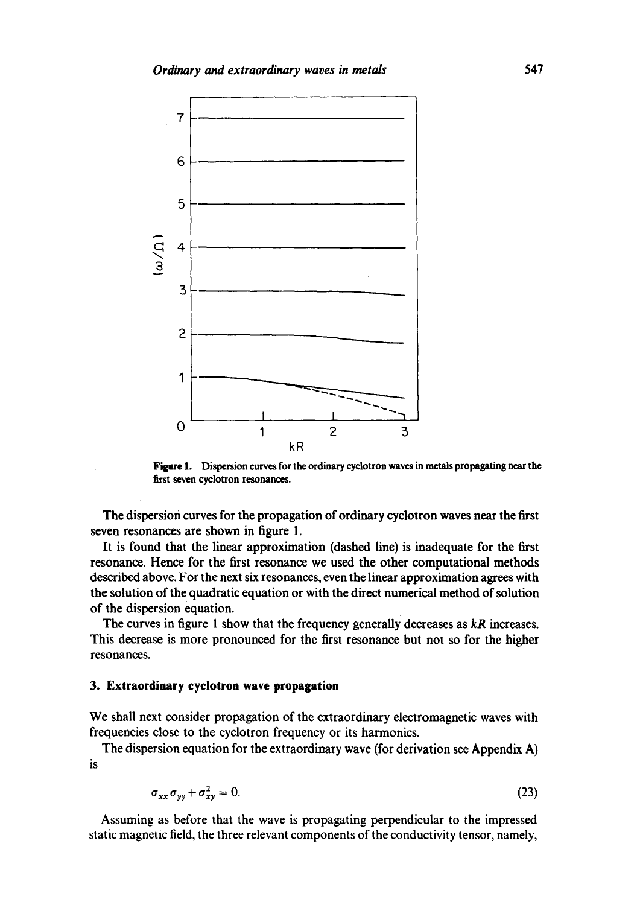**Figure 1.** Dispersion curves for the ordinary cyclotron waves in metals propagating near the first seven cyclotron resonances.

The dispersion curves for the propagation of ordinary cyclotron waves near the first seven resonances are shown in figure 1.

It is found that the linear approximation (dashed line) is inadequate for the first resonance. Hence for the first resonance we used the other computational methods described above. For the next six resonances, even the linear approximation agrees with the solution of the quadratic equation or with the direct numerical method of solution of the dispersion equation.

The curves in figure 1 show that the frequency generally decreases as $kR$ increases. This decrease is more pronounced for the first resonance but not so for the higher resonances.

### 3. Extraordinary cyclotron wave propagation

We shall next consider propagation of the extraordinary electromagnetic waves with frequencies close to the cyclotron frequency or its harmonics.

The dispersion equation for the extraordinary wave (for derivation see Appendix A) is

$$\sigma_{xx}\sigma_{yy} + \sigma_{xy}^2 = 0. \tag{23}$$

Assuming as before that the wave is propagating perpendicular to the impressed static magnetic field, the three relevant components of the conductivity tensor, namely,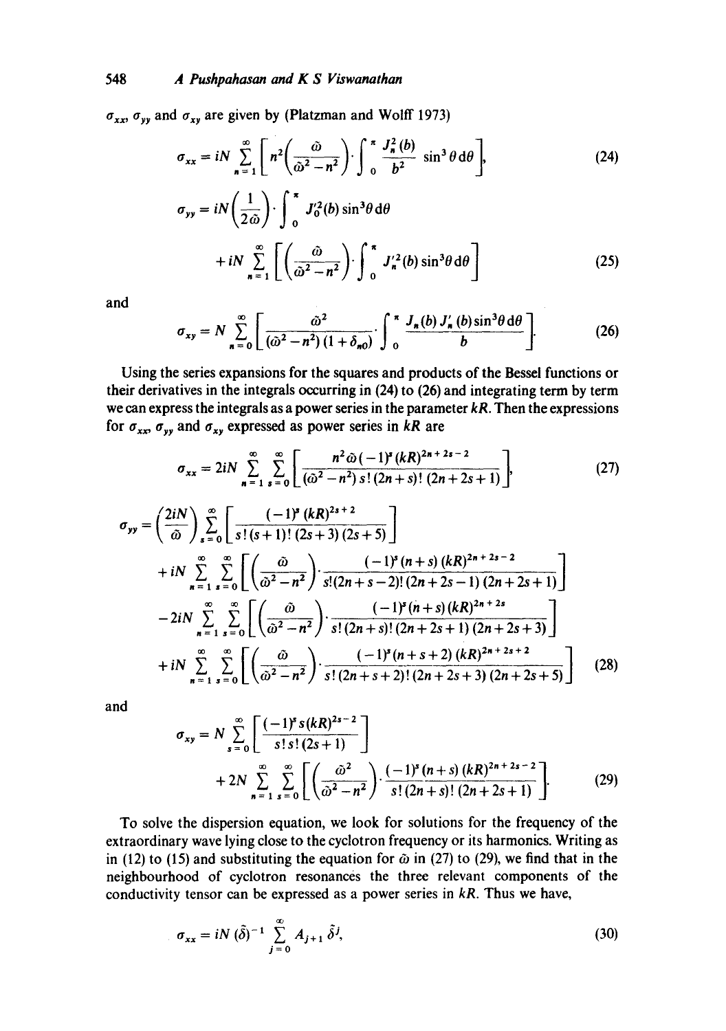$\sigma_{xx}$, $\sigma_{yy}$ and $\sigma_{xy}$ are given by (Platzman and Wolff 1973)

$$\sigma_{xx} = iN \sum_{n=1}^{\infty} \left[ n^2 \left( \frac{\tilde{\omega}}{\tilde{\omega}^2 - n^2} \right) \cdot \int_0^{\pi} \frac{J_n^2(b)}{b^2} \sin^3\theta \, d\theta \right], \tag{24}$$

$$\sigma_{yy} = iN \left( \frac{1}{2\tilde{\omega}} \right) \cdot \int_0^{\pi} J_0'^2(b) \sin^3\theta \, d\theta + iN \sum_{n=1}^{\infty} \left[ \left( \frac{\tilde{\omega}}{\tilde{\omega}^2 - n^2} \right) \cdot \int_0^{\pi} J_n'^2(b) \sin^3\theta \, d\theta \right] \tag{25}$$

and

$$\sigma_{xy} = N \sum_{n=0}^{\infty} \left[ \frac{\tilde{\omega}^2}{(\tilde{\omega}^2 - n^2)(1 + \delta_{n0})} \cdot \int_0^{\pi} \frac{J_n(b) J_n'(b) \sin^3\theta \, d\theta}{b} \right]. \tag{26}$$

Using the series expansions for the squares and products of the Bessel functions or their derivatives in the integrals occurring in (24) to (26) and integrating term by term we can express the integrals as a power series in the parameter $kR$. Then the expressions for $\sigma_{xx}$, $\sigma_{yy}$ and $\sigma_{xy}$ expressed as power series in $kR$ are

$$\sigma_{xx} = 2iN \sum_{n=1}^{\infty} \sum_{s=0}^{\infty} \left[ \frac{n^2 \tilde{\omega} (-1)^s (kR)^{2n+2s-2}}{(\tilde{\omega}^2 - n^2)\, s!\, (2n+s)!\, (2n+2s+1)} \right], \tag{27}$$

$$\begin{aligned}
\sigma_{yy} = {} & \left( \frac{2iN}{\tilde{\omega}} \right) \sum_{s=0}^{\infty} \left[ \frac{(-1)^s (kR)^{2s+2}}{s!\, (s+1)!\, (2s+3)(2s+5)} \right] \\
& + iN \sum_{n=1}^{\infty} \sum_{s=0}^{\infty} \left[ \left( \frac{\tilde{\omega}}{\tilde{\omega}^2 - n^2} \right) \cdot \frac{(-1)^s (n+s) (kR)^{2n+2s-2}}{s! (2n+s-2)! (2n+2s-1)(2n+2s+1)} \right] \\
& - 2iN \sum_{n=1}^{\infty} \sum_{s=0}^{\infty} \left[ \left( \frac{\tilde{\omega}}{\tilde{\omega}^2 - n^2} \right) \cdot \frac{(-1)^s (n+s) (kR)^{2n+2s}}{s!\, (2n+s)!\, (2n+2s+1)(2n+2s+3)} \right] \\
& + iN \sum_{n=1}^{\infty} \sum_{s=0}^{\infty} \left[ \left( \frac{\tilde{\omega}}{\tilde{\omega}^2 - n^2} \right) \cdot \frac{(-1)^s (n+s+2) (kR)^{2n+2s+2}}{s!\, (2n+s+2)!\, (2n+2s+3)(2n+2s+5)} \right]
\end{aligned} \tag{28}$$

and

$$\sigma_{xy} = N \sum_{s=0}^{\infty} \left[ \frac{(-1)^s s (kR)^{2s-2}}{s!\, s!\, (2s+1)} \right] + 2N \sum_{n=1}^{\infty} \sum_{s=0}^{\infty} \left[ \left( \frac{\tilde{\omega}^2}{\tilde{\omega}^2 - n^2} \right) \cdot \frac{(-1)^s (n+s) (kR)^{2n+2s-2}}{s!\, (2n+s)!\, (2n+2s+1)} \right]. \tag{29}$$

To solve the dispersion equation, we look for solutions for the frequency of the extraordinary wave lying close to the cyclotron frequency or its harmonics. Writing as in (12) to (15) and substituting the equation for $\tilde{\omega}$ in (27) to (29), we find that in the neighbourhood of cyclotron resonances the three relevant components of the conductivity tensor can be expressed as a power series in $kR$. Thus we have,

$$\sigma_{xx} = iN (\tilde{\delta})^{-1} \sum_{j=0}^{\infty} A_{j+1} \tilde{\delta}^j, \tag{30}$$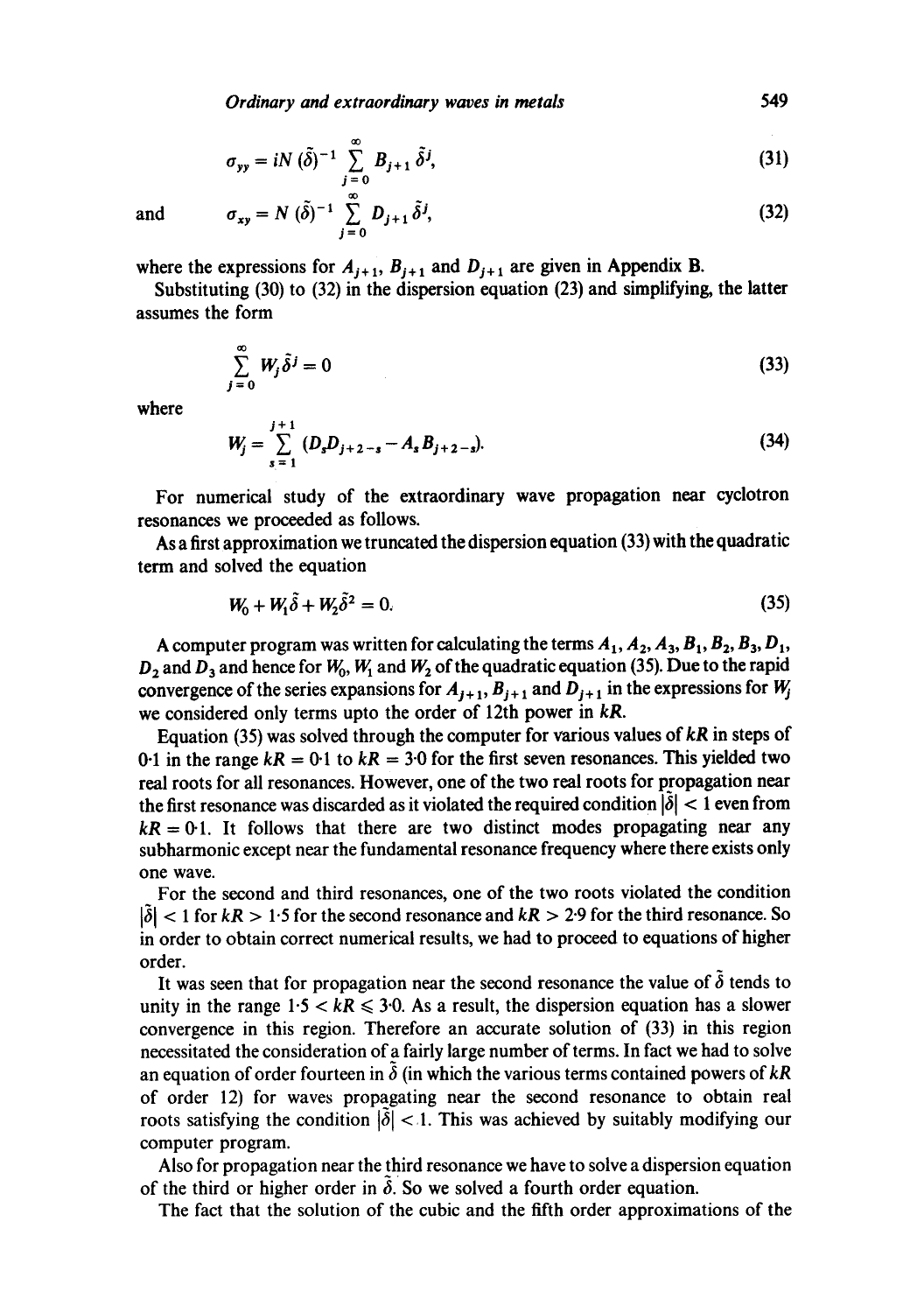$$\sigma_{yy} = iN\,(\tilde{\delta})^{-1} \sum_{j=0}^{\infty} B_{j+1}\,\tilde{\delta}^{j}, \tag{31}$$

and

$$\sigma_{xy} = N\,(\tilde{\delta})^{-1} \sum_{j=0}^{\infty} D_{j+1}\,\tilde{\delta}^{j}, \tag{32}$$

where the expressions for $A_{j+1}$, $B_{j+1}$ and $D_{j+1}$ are given in Appendix B.

Substituting (30) to (32) in the dispersion equation (23) and simplifying, the latter assumes the form

$$\sum_{j=0}^{\infty} W_j \tilde{\delta}^{j} = 0 \tag{33}$$

where

$$W_j = \sum_{s=1}^{j+1} (D_s D_{j+2-s} - A_s B_{j+2-s}). \tag{34}$$

For numerical study of the extraordinary wave propagation near cyclotron resonances we proceeded as follows.

As a first approximation we truncated the dispersion equation (33) with the quadratic term and solved the equation

$$W_0 + W_1\tilde{\delta} + W_2\tilde{\delta}^2 = 0. \tag{35}$$

A computer program was written for calculating the terms $A_1, A_2, A_3, B_1, B_2, B_3, D_1, D_2$ and $D_3$ and hence for $W_0$, $W_1$ and $W_2$ of the quadratic equation (35). Due to the rapid convergence of the series expansions for $A_{j+1}$, $B_{j+1}$ and $D_{j+1}$ in the expressions for $W_j$ we considered only terms upto the order of 12th power in $kR$.

Equation (35) was solved through the computer for various values of $kR$ in steps of 0·1 in the range $kR = 0{\cdot}1$ to $kR = 3{\cdot}0$ for the first seven resonances. This yielded two real roots for all resonances. However, one of the two real roots for propagation near the first resonance was discarded as it violated the required condition $|\tilde{\delta}| < 1$ even from $kR = 0{\cdot}1$. It follows that there are two distinct modes propagating near any subharmonic except near the fundamental resonance frequency where there exists only one wave.

For the second and third resonances, one of the two roots violated the condition $|\tilde{\delta}| < 1$ for $kR > 1{\cdot}5$ for the second resonance and $kR > 2{\cdot}9$ for the third resonance. So in order to obtain correct numerical results, we had to proceed to equations of higher order.

It was seen that for propagation near the second resonance the value of $\tilde{\delta}$ tends to unity in the range $1{\cdot}5 < kR \leqslant 3{\cdot}0$. As a result, the dispersion equation has a slower convergence in this region. Therefore an accurate solution of (33) in this region necessitated the consideration of a fairly large number of terms. In fact we had to solve an equation of order fourteen in $\tilde{\delta}$ (in which the various terms contained powers of $kR$ of order 12) for waves propagating near the second resonance to obtain real roots satisfying the condition $|\tilde{\delta}| < 1$. This was achieved by suitably modifying our computer program.

Also for propagation near the third resonance we have to solve a dispersion equation of the third or higher order in $\tilde{\delta}$. So we solved a fourth order equation.

The fact that the solution of the cubic and the fifth order approximations of the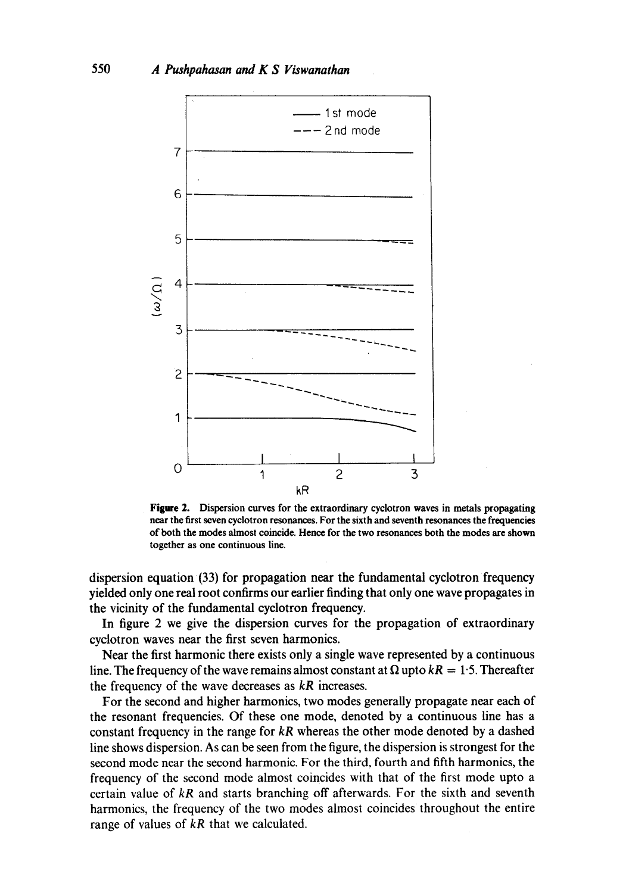**Figure 2.** Dispersion curves for the extraordinary cyclotron waves in metals propagating near the first seven cyclotron resonances. For the sixth and seventh resonances the frequencies of both the modes almost coincide. Hence for the two resonances both the modes are shown together as one continuous line.

dispersion equation (33) for propagation near the fundamental cyclotron frequency yielded only one real root confirms our earlier finding that only one wave propagates in the vicinity of the fundamental cyclotron frequency.

In figure 2 we give the dispersion curves for the propagation of extraordinary cyclotron waves near the first seven harmonics.

Near the first harmonic there exists only a single wave represented by a continuous line. The frequency of the wave remains almost constant at $\Omega$ upto $kR = 1{\cdot}5$. Thereafter the frequency of the wave decreases as $kR$ increases.

For the second and higher harmonics, two modes generally propagate near each of the resonant frequencies. Of these one mode, denoted by a continuous line has a constant frequency in the range for $kR$ whereas the other mode denoted by a dashed line shows dispersion. As can be seen from the figure, the dispersion is strongest for the second mode near the second harmonic. For the third, fourth and fifth harmonics, the frequency of the second mode almost coincides with that of the first mode upto a certain value of $kR$ and starts branching off afterwards. For the sixth and seventh harmonics, the frequency of the two modes almost coincides throughout the entire range of values of $kR$ that we calculated.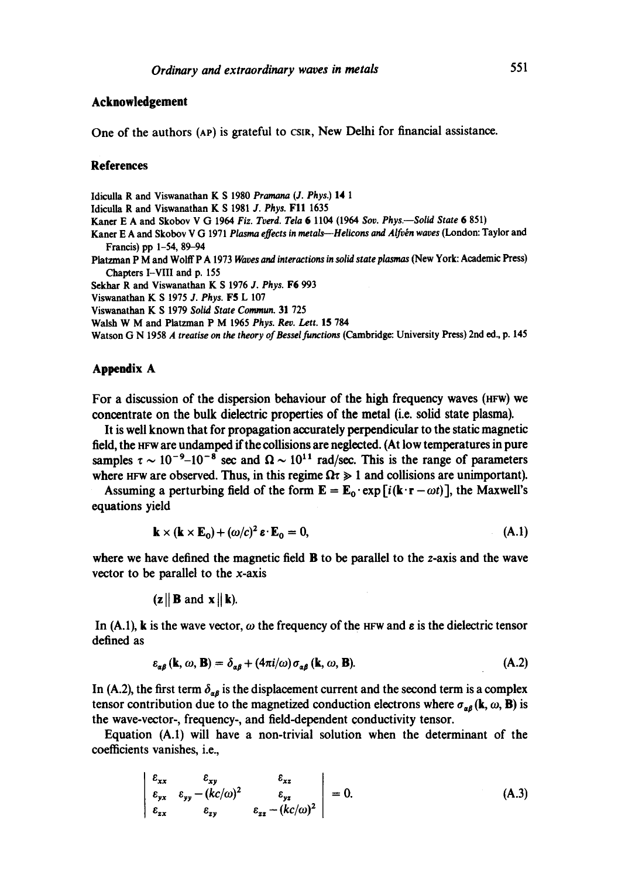## Acknowledgement

One of the authors (AP) is grateful to CSIR, New Delhi for financial assistance.

## References

Idiculla R and Viswanathan K S 1980 *Pramana* (*J. Phys.*) **14** 1

Idiculla R and Viswanathan K S 1981 *J. Phys.* **F11** 1635

Kaner E A and Skobov V G 1964 *Fiz. Tverd. Tela* **6** 1104 (1964 *Sov. Phys.—Solid State* **6** 851)

Kaner E A and Skobov V G 1971 *Plasma effects in metals—Helicons and Alfvén waves* (London: Taylor and Francis) pp 1–54, 89–94

Platzman P M and Wolff P A 1973 *Waves and interactions in solid state plasmas* (New York: Academic Press) Chapters I–VIII and p. 155

Sekhar R and Viswanathan K S 1976 *J. Phys.* **F6** 993

Viswanathan K S 1975 *J. Phys.* **F5** L 107

Viswanathan K S 1979 *Solid State Commun.* **31** 725

Walsh W M and Platzman P M 1965 *Phys. Rev. Lett.* **15** 784

Watson G N 1958 *A treatise on the theory of Bessel functions* (Cambridge: University Press) 2nd ed., p. 145

## Appendix A

For a discussion of the dispersion behaviour of the high frequency waves (HFW) we concentrate on the bulk dielectric properties of the metal (i.e. solid state plasma).

It is well known that for propagation accurately perpendicular to the static magnetic field, the HFW are undamped if the collisions are neglected. (At low temperatures in pure samples $\tau \sim 10^{-9}$–$10^{-8}$ sec and $\Omega \sim 10^{11}$ rad/sec. This is the range of parameters where HFW are observed. Thus, in this regime $\Omega\tau \gg 1$ and collisions are unimportant).

Assuming a perturbing field of the form $\mathbf{E} = \mathbf{E}_0 \cdot \exp[i(\mathbf{k}\cdot\mathbf{r} - \omega t)]$, the Maxwell's equations yield

$$\mathbf{k} \times (\mathbf{k} \times \mathbf{E}_0) + (\omega/c)^2 \varepsilon \cdot \mathbf{E}_0 = 0, \tag{A.1}$$

where we have defined the magnetic field $\mathbf{B}$ to be parallel to the $z$-axis and the wave vector to be parallel to the $x$-axis

$$(\mathbf{z} \parallel \mathbf{B} \text{ and } \mathbf{x} \parallel \mathbf{k}).$$

In (A.1), $\mathbf{k}$ is the wave vector, $\omega$ the frequency of the HFW and $\varepsilon$ is the dielectric tensor defined as

$$\varepsilon_{\alpha\beta}(\mathbf{k}, \omega, \mathbf{B}) = \delta_{\alpha\beta} + (4\pi i/\omega)\sigma_{\alpha\beta}(\mathbf{k}, \omega, \mathbf{B}). \tag{A.2}$$

In (A.2), the first term $\delta_{\alpha\beta}$ is the displacement current and the second term is a complex tensor contribution due to the magnetized conduction electrons where $\sigma_{\alpha\beta}(\mathbf{k}, \omega, \mathbf{B})$ is the wave-vector-, frequency-, and field-dependent conductivity tensor.

Equation (A.1) will have a non-trivial solution when the determinant of the coefficients vanishes, i.e.,

$$\begin{vmatrix} \varepsilon_{xx} & \varepsilon_{xy} & \varepsilon_{xz} \\ \varepsilon_{yx} & \varepsilon_{yy} - (kc/\omega)^2 & \varepsilon_{yz} \\ \varepsilon_{zx} & \varepsilon_{zy} & \varepsilon_{zz} - (kc/\omega)^2 \end{vmatrix} = 0. \tag{A.3}$$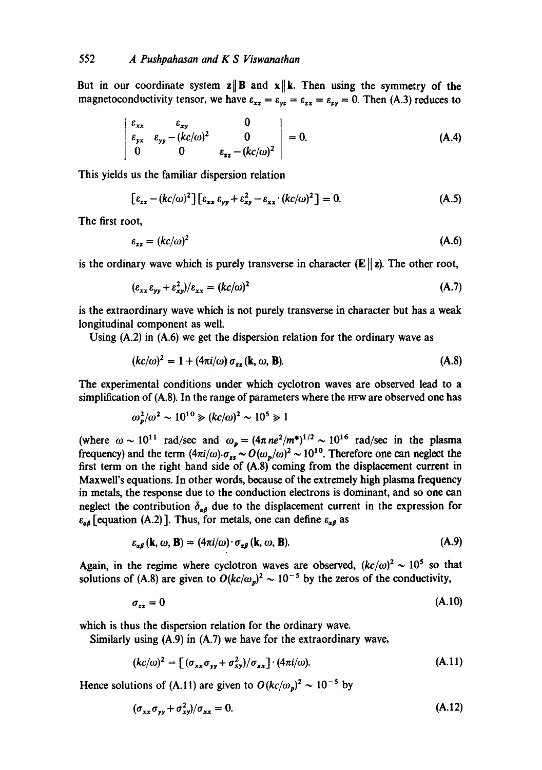But in our coordinate system $\mathbf{z} \parallel \mathbf{B}$ and $\mathbf{x} \parallel \mathbf{k}$. Then using the symmetry of the magnetoconductivity tensor, we have $\varepsilon_{xz} = \varepsilon_{yz} = \varepsilon_{zx} = \varepsilon_{zy} = 0$. Then (A.3) reduces to

$$\begin{vmatrix} \varepsilon_{xx} & \varepsilon_{xy} & 0 \\ \varepsilon_{yx} & \varepsilon_{yy} - (kc/\omega)^2 & 0 \\ 0 & 0 & \varepsilon_{zz} - (kc/\omega)^2 \end{vmatrix} = 0. \tag{A.4}$$

This yields us the familiar dispersion relation

$$[\varepsilon_{zz} - (kc/\omega)^2][\varepsilon_{xx}\varepsilon_{yy} + \varepsilon_{xy}^2 - \varepsilon_{xx} \cdot (kc/\omega)^2] = 0. \tag{A.5}$$

The first root,

$$\varepsilon_{zz} = (kc/\omega)^2 \tag{A.6}$$

is the ordinary wave which is purely transverse in character ($\mathbf{E} \parallel \mathbf{z}$). The other root,

$$(\varepsilon_{xx}\varepsilon_{yy} + \varepsilon_{xy}^2)/\varepsilon_{xx} = (kc/\omega)^2 \tag{A.7}$$

is the extraordinary wave which is not purely transverse in character but has a weak longitudinal component as well.

Using (A.2) in (A.6) we get the dispersion relation for the ordinary wave as

$$(kc/\omega)^2 = 1 + (4\pi i/\omega)\,\sigma_{zz}(\mathbf{k}, \omega, \mathbf{B}). \tag{A.8}$$

The experimental conditions under which cyclotron waves are observed lead to a simplification of (A.8). In the range of parameters where the HFW are observed one has

$$\omega_p^2/\omega^2 \sim 10^{10} \gg (kc/\omega)^2 \sim 10^5 \gg 1$$

(where $\omega \sim 10^{11}$ rad/sec and $\omega_p = (4\pi ne^2/m^*)^{1/2} \sim 10^{16}$ rad/sec in the plasma frequency) and the term $(4\pi i/\omega)\cdot\sigma_{zz} \sim O(\omega_p/\omega)^2 \sim 10^{10}$. Therefore one can neglect the first term on the right hand side of (A.8) coming from the displacement current in Maxwell's equations. In other words, because of the extremely high plasma frequency in metals, the response due to the conduction electrons is dominant, and so one can neglect the contribution $\delta_{\alpha\beta}$ due to the displacement current in the expression for $\varepsilon_{\alpha\beta}$ [equation (A.2)]. Thus, for metals, one can define $\varepsilon_{\alpha\beta}$ as

$$\varepsilon_{\alpha\beta}(\mathbf{k}, \omega, \mathbf{B}) = (4\pi i/\omega)\cdot\sigma_{\alpha\beta}(\mathbf{k}, \omega, \mathbf{B}). \tag{A.9}$$

Again, in the regime where cyclotron waves are observed, $(kc/\omega)^2 \sim 10^5$ so that solutions of (A.8) are given to $O(kc/\omega_p)^2 \sim 10^{-5}$ by the zeros of the conductivity,

$$\sigma_{zz} = 0 \tag{A.10}$$

which is thus the dispersion relation for the ordinary wave.

Similarly using (A.9) in (A.7) we have for the extraordinary wave,

$$(kc/\omega)^2 = [(\sigma_{xx}\sigma_{yy} + \sigma_{xy}^2)/\sigma_{xx}]\cdot(4\pi i/\omega). \tag{A.11}$$

Hence solutions of (A.11) are given to $O(kc/\omega_p)^2 \sim 10^{-5}$ by

$$(\sigma_{xx}\sigma_{yy} + \sigma_{xy}^2)/\sigma_{xx} = 0. \tag{A.12}$$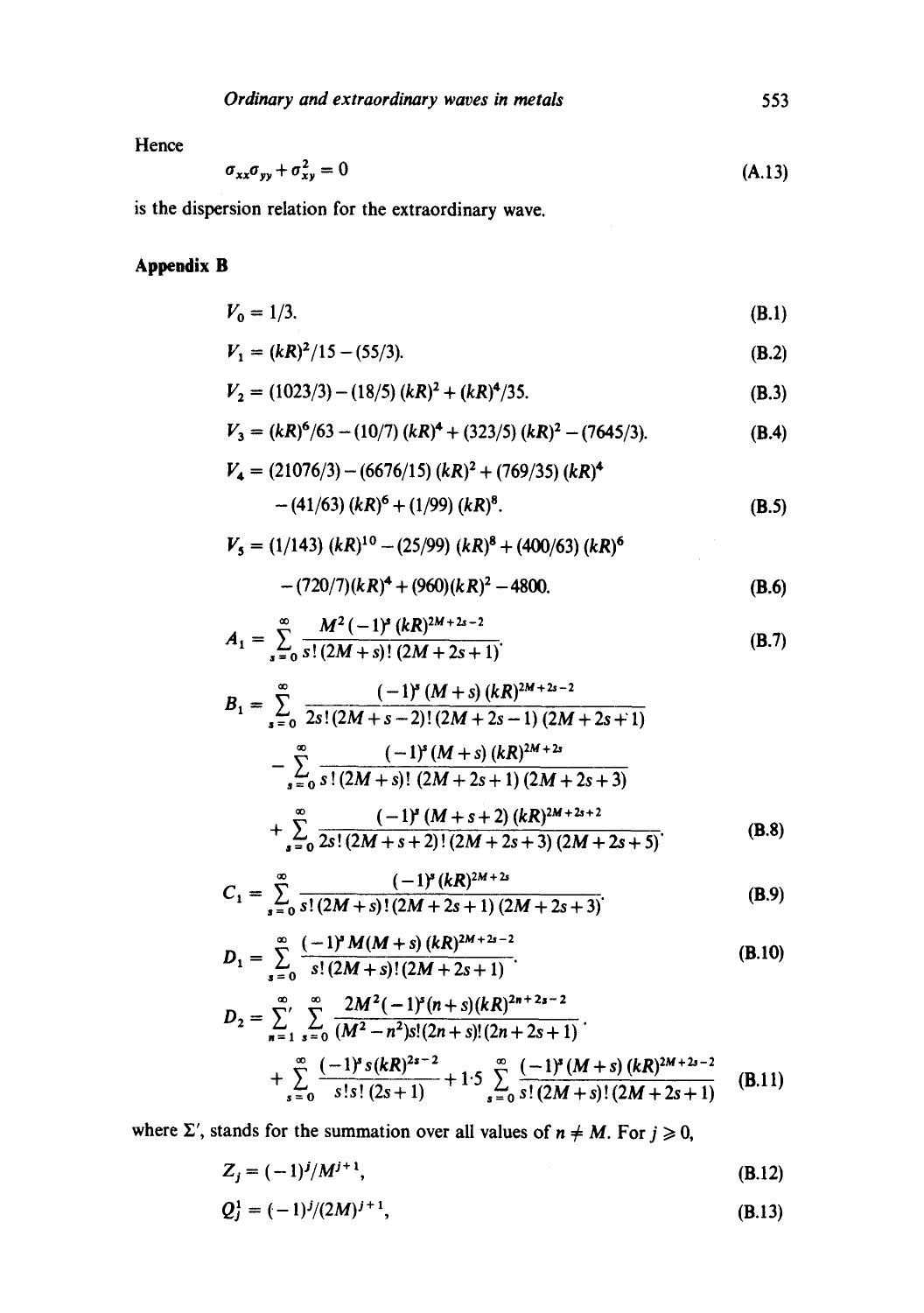Hence

$$\sigma_{xx}\sigma_{yy}+\sigma_{xy}^2=0 \tag{A.13}$$

is the dispersion relation for the extraordinary wave.

## Appendix B

$$V_0 = 1/3. \tag{B.1}$$

$$V_1 = (kR)^2/15-(55/3). \tag{B.2}$$

$$V_2 = (1023/3)-(18/5)(kR)^2+(kR)^4/35. \tag{B.3}$$

$$V_3 = (kR)^6/63-(10/7)(kR)^4+(323/5)(kR)^2-(7645/3). \tag{B.4}$$

$$V_4 = (21076/3)-(6676/15)(kR)^2+(769/35)(kR)^4 - (41/63)(kR)^6+(1/99)(kR)^8. \tag{B.5}$$

$$V_5 = (1/143)(kR)^{10}-(25/99)(kR)^8+(400/63)(kR)^6 - (720/7)(kR)^4+(960)(kR)^2-4800. \tag{B.6}$$

$$A_1 = \sum_{s=0}^{\infty}\frac{M^2(-1)^s(kR)^{2M+2s-2}}{s!\,(2M+s)!\,(2M+2s+1)}. \tag{B.7}$$

$$\begin{aligned} B_1 = &\sum_{s=0}^{\infty}\frac{(-1)^s(M+s)(kR)^{2M+2s-2}}{2s!\,(2M+s-2)!\,(2M+2s-1)(2M+2s+1)} \\ &-\sum_{s=0}^{\infty}\frac{(-1)^s(M+s)(kR)^{2M+2s}}{s!\,(2M+s)!\,(2M+2s+1)(2M+2s+3)} \\ &+\sum_{s=0}^{\infty}\frac{(-1)^s(M+s+2)(kR)^{2M+2s+2}}{2s!\,(2M+s+2)!\,(2M+2s+3)(2M+2s+5)}. \end{aligned} \tag{B.8}$$

$$C_1 = \sum_{s=0}^{\infty}\frac{(-1)^s(kR)^{2M+2s}}{s!\,(2M+s)!\,(2M+2s+1)(2M+2s+3)}. \tag{B.9}$$

$$D_1 = \sum_{s=0}^{\infty}\frac{(-1)^sM(M+s)(kR)^{2M+2s-2}}{s!\,(2M+s)!\,(2M+2s+1)}. \tag{B.10}$$

$$\begin{aligned} D_2 = &\sum_{n=1}^{\infty}{}' \sum_{s=0}^{\infty}\frac{2M^2(-1)^s(n+s)(kR)^{2n+2s-2}}{(M^2-n^2)s!(2n+s)!(2n+2s+1)} \\ &+\sum_{s=0}^{\infty}\frac{(-1)^s s(kR)^{2s-2}}{s!s!\,(2s+1)}+1{\cdot}5\sum_{s=0}^{\infty}\frac{(-1)^s(M+s)(kR)^{2M+2s-2}}{s!\,(2M+s)!\,(2M+2s+1)} \end{aligned} \tag{B.11}$$

where $\Sigma'$, stands for the summation over all values of $n \neq M$. For $j \geqslant 0$,

$$Z_j = (-1)^j/M^{j+1}, \tag{B.12}$$

$$Q_j^1 = (-1)^j/(2M)^{j+1}, \tag{B.13}$$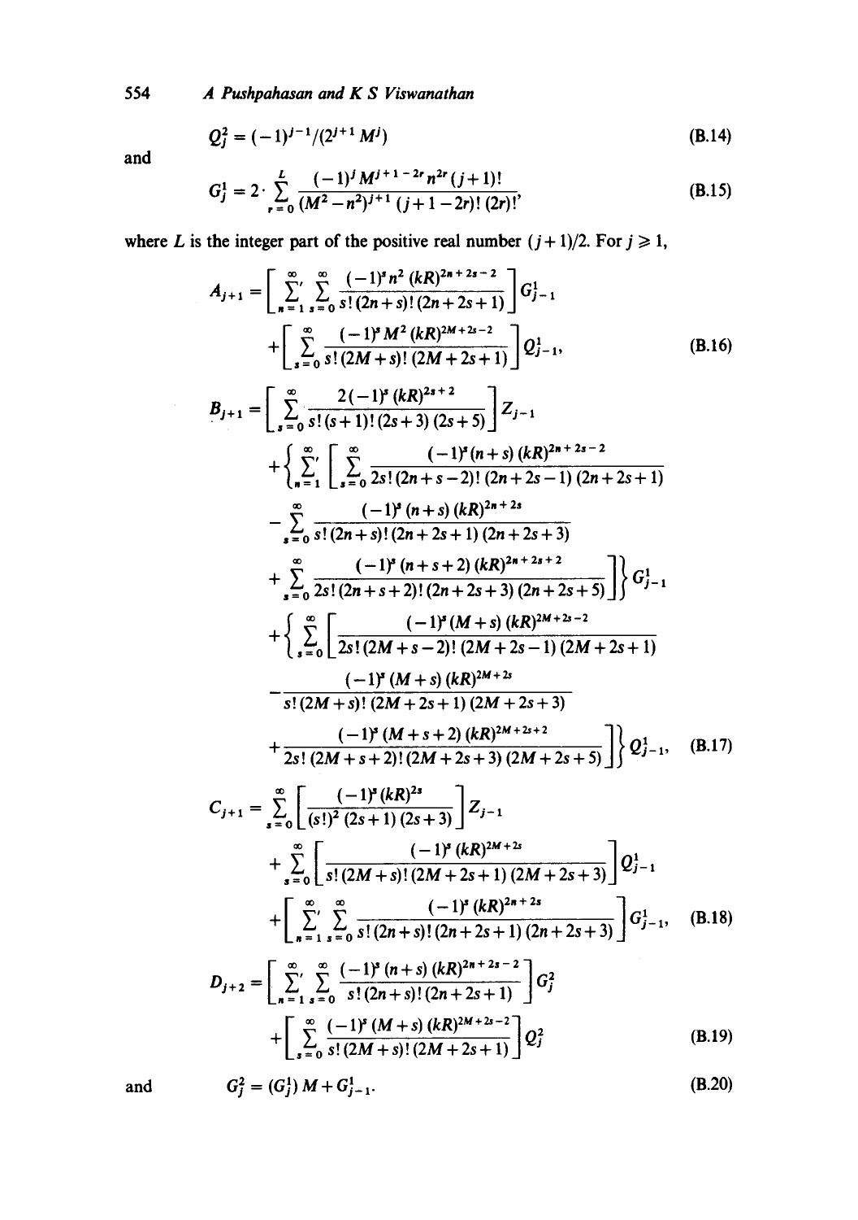$$Q_j^2 = (-1)^{j-1}/(2^{j+1} M^j) \tag{B.14}$$

and

$$G_j^1 = 2 \cdot \sum_{r=0}^{L} \frac{(-1)^j M^{j+1-2r} n^{2r} (j+1)!}{(M^2 - n^2)^{j+1} (j+1-2r)! (2r)!}, \tag{B.15}$$

where $L$ is the integer part of the positive real number $(j+1)/2$. For $j \geqslant 1$,

$$A_{j+1} = \left[ \sum_{n=1}^{\infty}{}' \sum_{s=0}^{\infty} \frac{(-1)^s n^2 (kR)^{2n+2s-2}}{s!(2n+s)!(2n+2s+1)} \right] G_{j-1}^1 + \left[ \sum_{s=0}^{\infty} \frac{(-1)^s M^2 (kR)^{2M+2s-2}}{s!(2M+s)!(2M+2s+1)} \right] Q_{j-1}^1, \tag{B.16}$$

$$\begin{aligned} B_{j+1} = {} & \left[ \sum_{s=0}^{\infty} \frac{2(-1)^s (kR)^{2s+2}}{s!(s+1)!(2s+3)(2s+5)} \right] Z_{j-1} \\ & + \left\{ \sum_{n=1}^{\infty}{}' \left[ \sum_{s=0}^{\infty} \frac{(-1)^s (n+s) (kR)^{2n+2s-2}}{2s!(2n+s-2)!(2n+2s-1)(2n+2s+1)} \right. \right. \\ & - \sum_{s=0}^{\infty} \frac{(-1)^s (n+s) (kR)^{2n+2s}}{s!(2n+s)!(2n+2s+1)(2n+2s+3)} \\ & \left. \left. + \sum_{s=0}^{\infty} \frac{(-1)^s (n+s+2) (kR)^{2n+2s+2}}{2s!(2n+s+2)!(2n+2s+3)(2n+2s+5)} \right] \right\} G_{j-1}^1 \\ & + \left\{ \sum_{s=0}^{\infty} \left[ \frac{(-1)^s (M+s) (kR)^{2M+2s-2}}{2s!(2M+s-2)!(2M+2s-1)(2M+2s+1)} \right. \right. \\ & - \frac{(-1)^s (M+s) (kR)^{2M+2s}}{s!(2M+s)!(2M+2s+1)(2M+2s+3)} \\ & \left. \left. + \frac{(-1)^s (M+s+2) (kR)^{2M+2s+2}}{2s!(2M+s+2)!(2M+2s+3)(2M+2s+5)} \right] \right\} Q_{j-1}^1, \end{aligned} \tag{B.17}$$

$$\begin{aligned} C_{j+1} = {} & \sum_{s=0}^{\infty} \left[ \frac{(-1)^s (kR)^{2s}}{(s!)^2 (2s+1)(2s+3)} \right] Z_{j-1} \\ & + \sum_{s=0}^{\infty} \left[ \frac{(-1)^s (kR)^{2M+2s}}{s!(2M+s)!(2M+2s+1)(2M+2s+3)} \right] Q_{j-1}^1 \\ & + \left[ \sum_{n=1}^{\infty}{}' \sum_{s=0}^{\infty} \frac{(-1)^s (kR)^{2n+2s}}{s!(2n+s)!(2n+2s+1)(2n+2s+3)} \right] G_{j-1}^1, \end{aligned} \tag{B.18}$$

$$D_{j+2} = \left[ \sum_{n=1}^{\infty}{}' \sum_{s=0}^{\infty} \frac{(-1)^s (n+s) (kR)^{2n+2s-2}}{s!(2n+s)!(2n+2s+1)} \right] G_j^2 + \left[ \sum_{s=0}^{\infty} \frac{(-1)^s (M+s) (kR)^{2M+2s-2}}{s!(2M+s)!(2M+2s+1)} \right] Q_j^2 \tag{B.19}$$

and

$$G_j^2 = (G_j^1) M + G_{j-1}^1. \tag{B.20}$$